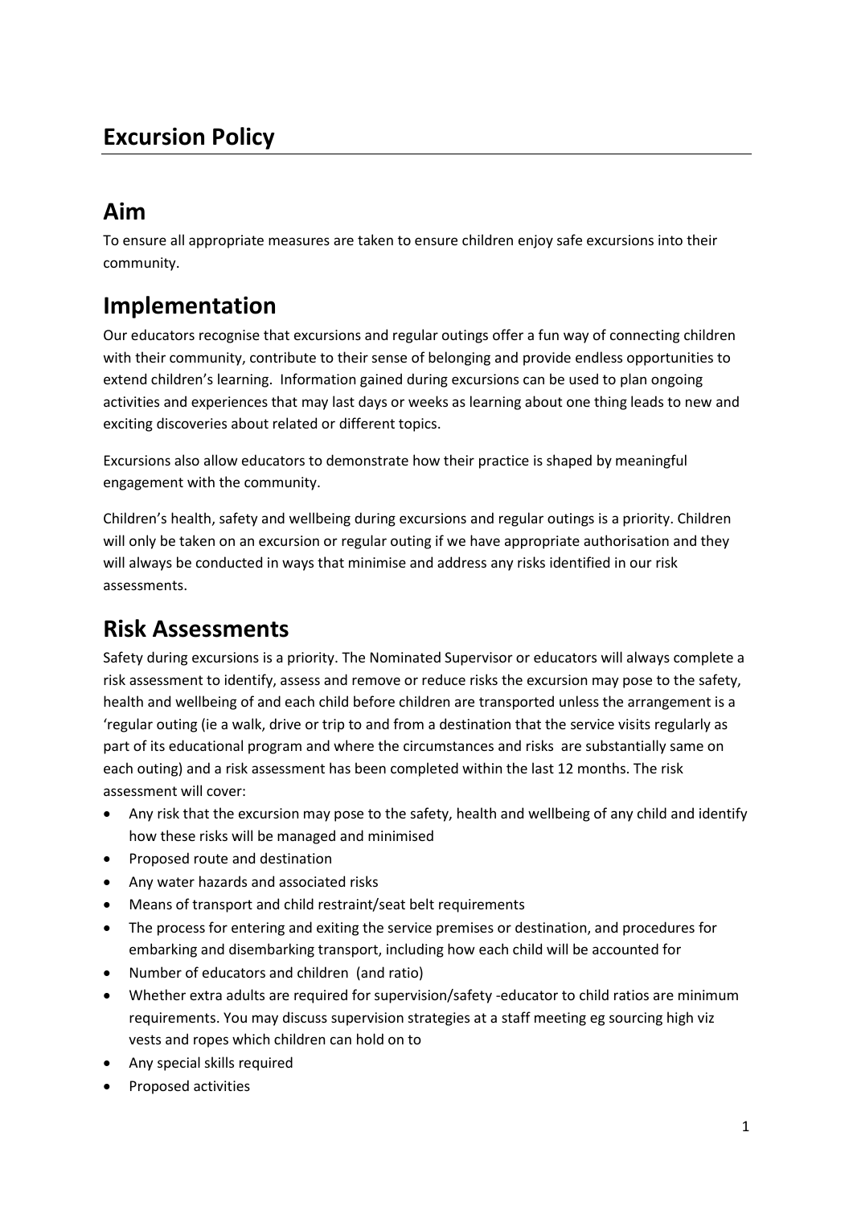# Excursion Policy

## Aim

To ensure all appropriate measures are taken to ensure children enjoy safe excursions into their community.

## Implementation

Our educators recognise that excursions and regular outings offer a fun way of connecting children with their community, contribute to their sense of belonging and provide endless opportunities to extend children's learning. Information gained during excursions can be used to plan ongoing activities and experiences that may last days or weeks as learning about one thing leads to new and exciting discoveries about related or different topics.

Excursions also allow educators to demonstrate how their practice is shaped by meaningful engagement with the community.

Children's health, safety and wellbeing during excursions and regular outings is a priority. Children will only be taken on an excursion or regular outing if we have appropriate authorisation and they will always be conducted in ways that minimise and address any risks identified in our risk assessments.

## Risk Assessments

Safety during excursions is a priority. The Nominated Supervisor or educators will always complete a risk assessment to identify, assess and remove or reduce risks the excursion may pose to the safety, health and wellbeing of and each child before children are transported unless the arrangement is a 'regular outing (ie a walk, drive or trip to and from a destination that the service visits regularly as part of its educational program and where the circumstances and risks are substantially same on each outing) and a risk assessment has been completed within the last 12 months. The risk assessment will cover:

- Any risk that the excursion may pose to the safety, health and wellbeing of any child and identify how these risks will be managed and minimised
- Proposed route and destination
- Any water hazards and associated risks
- Means of transport and child restraint/seat belt requirements
- The process for entering and exiting the service premises or destination, and procedures for embarking and disembarking transport, including how each child will be accounted for
- Number of educators and children (and ratio)
- Whether extra adults are required for supervision/safety -educator to child ratios are minimum requirements. You may discuss supervision strategies at a staff meeting eg sourcing high viz vests and ropes which children can hold on to
- Any special skills required
- Proposed activities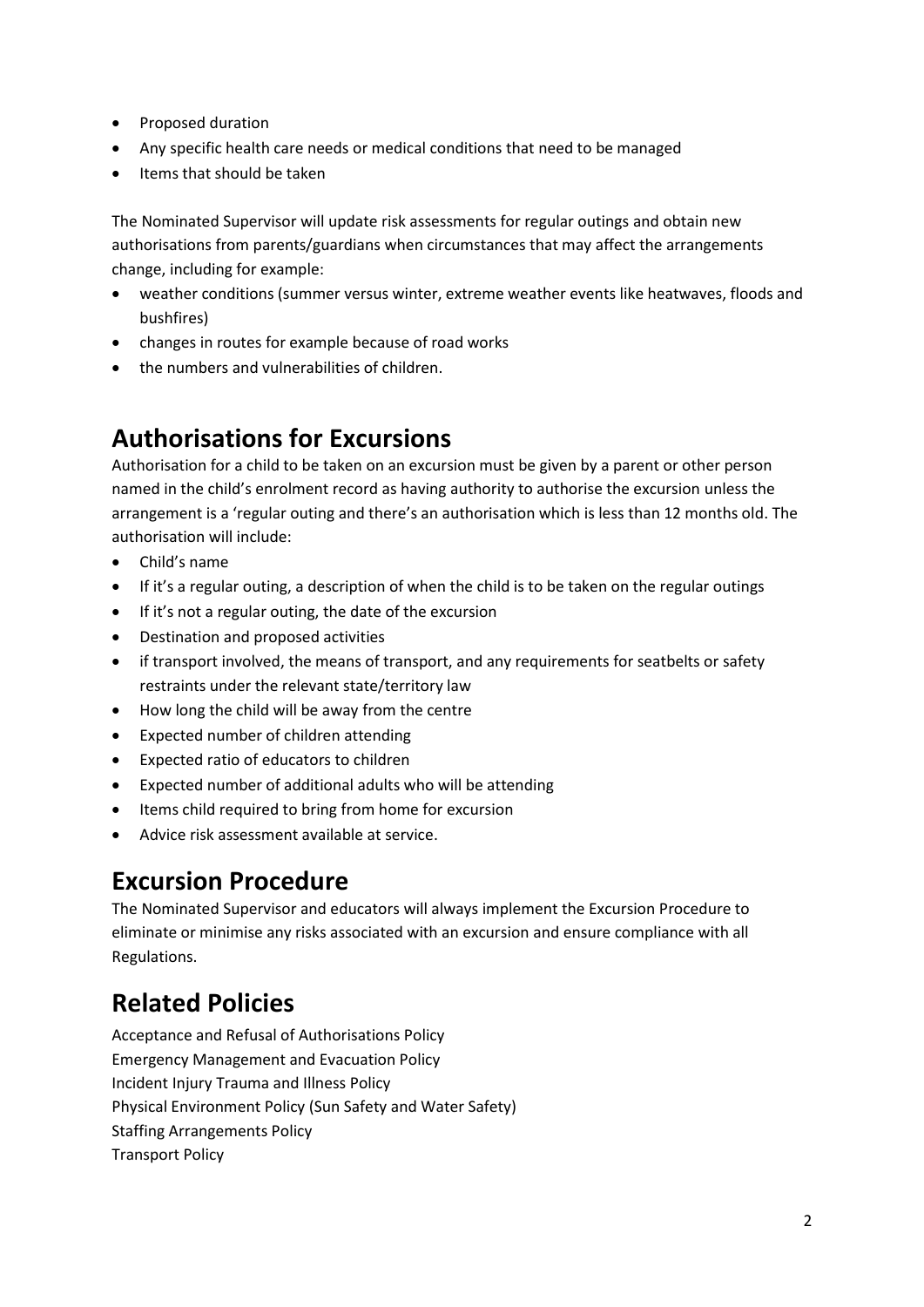- Proposed duration
- Any specific health care needs or medical conditions that need to be managed
- Items that should be taken

The Nominated Supervisor will update risk assessments for regular outings and obtain new authorisations from parents/guardians when circumstances that may affect the arrangements change, including for example:

- weather conditions (summer versus winter, extreme weather events like heatwaves, floods and bushfires)
- changes in routes for example because of road works
- the numbers and vulnerabilities of children.

## Authorisations for Excursions

Authorisation for a child to be taken on an excursion must be given by a parent or other person named in the child's enrolment record as having authority to authorise the excursion unless the arrangement is a 'regular outing and there's an authorisation which is less than 12 months old. The authorisation will include:

- Child's name
- If it's a regular outing, a description of when the child is to be taken on the regular outings
- If it's not a regular outing, the date of the excursion
- Destination and proposed activities
- if transport involved, the means of transport, and any requirements for seatbelts or safety restraints under the relevant state/territory law
- How long the child will be away from the centre
- Expected number of children attending
- Expected ratio of educators to children
- Expected number of additional adults who will be attending
- Items child required to bring from home for excursion
- Advice risk assessment available at service.

## Excursion Procedure

The Nominated Supervisor and educators will always implement the Excursion Procedure to eliminate or minimise any risks associated with an excursion and ensure compliance with all Regulations.

## Related Policies

Acceptance and Refusal of Authorisations Policy
Emergency Management and Evacuation Policy
Incident Injury Trauma and Illness Policy
Physical Environment Policy (Sun Safety and Water Safety)
Staffing Arrangements Policy
Transport Policy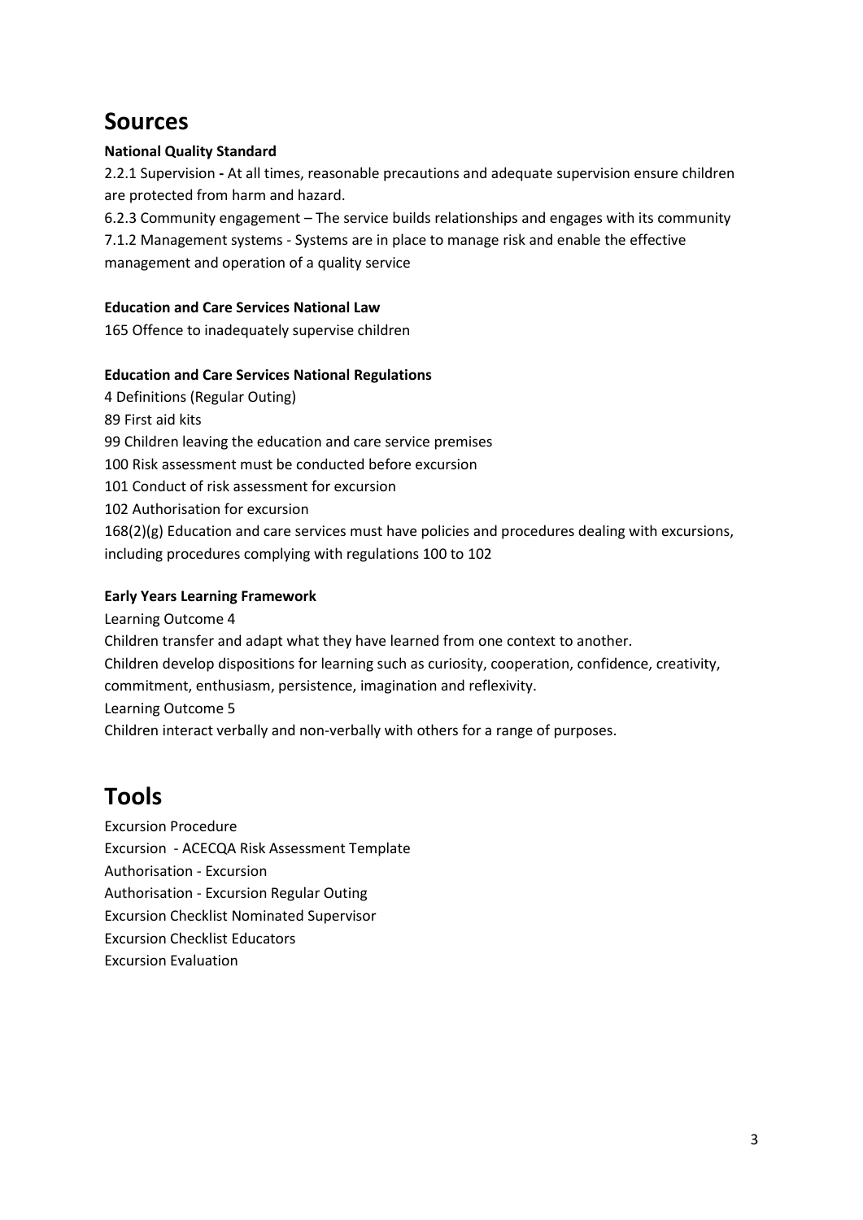# Sources

**National Quality Standard**

2.2.1 Supervision **-** At all times, reasonable precautions and adequate supervision ensure children are protected from harm and hazard.

6.2.3 Community engagement – The service builds relationships and engages with its community

7.1.2 Management systems - Systems are in place to manage risk and enable the effective management and operation of a quality service

**Education and Care Services National Law**

165 Offence to inadequately supervise children

**Education and Care Services National Regulations**

4 Definitions (Regular Outing)

89 First aid kits

99 Children leaving the education and care service premises

100 Risk assessment must be conducted before excursion

101 Conduct of risk assessment for excursion

102 Authorisation for excursion

168(2)(g) Education and care services must have policies and procedures dealing with excursions, including procedures complying with regulations 100 to 102

**Early Years Learning Framework**

Learning Outcome 4

Children transfer and adapt what they have learned from one context to another.

Children develop dispositions for learning such as curiosity, cooperation, confidence, creativity, commitment, enthusiasm, persistence, imagination and reflexivity.

Learning Outcome 5

Children interact verbally and non-verbally with others for a range of purposes.

# Tools

Excursion Procedure

Excursion - ACECQA Risk Assessment Template

Authorisation - Excursion

Authorisation - Excursion Regular Outing

Excursion Checklist Nominated Supervisor

Excursion Checklist Educators

Excursion Evaluation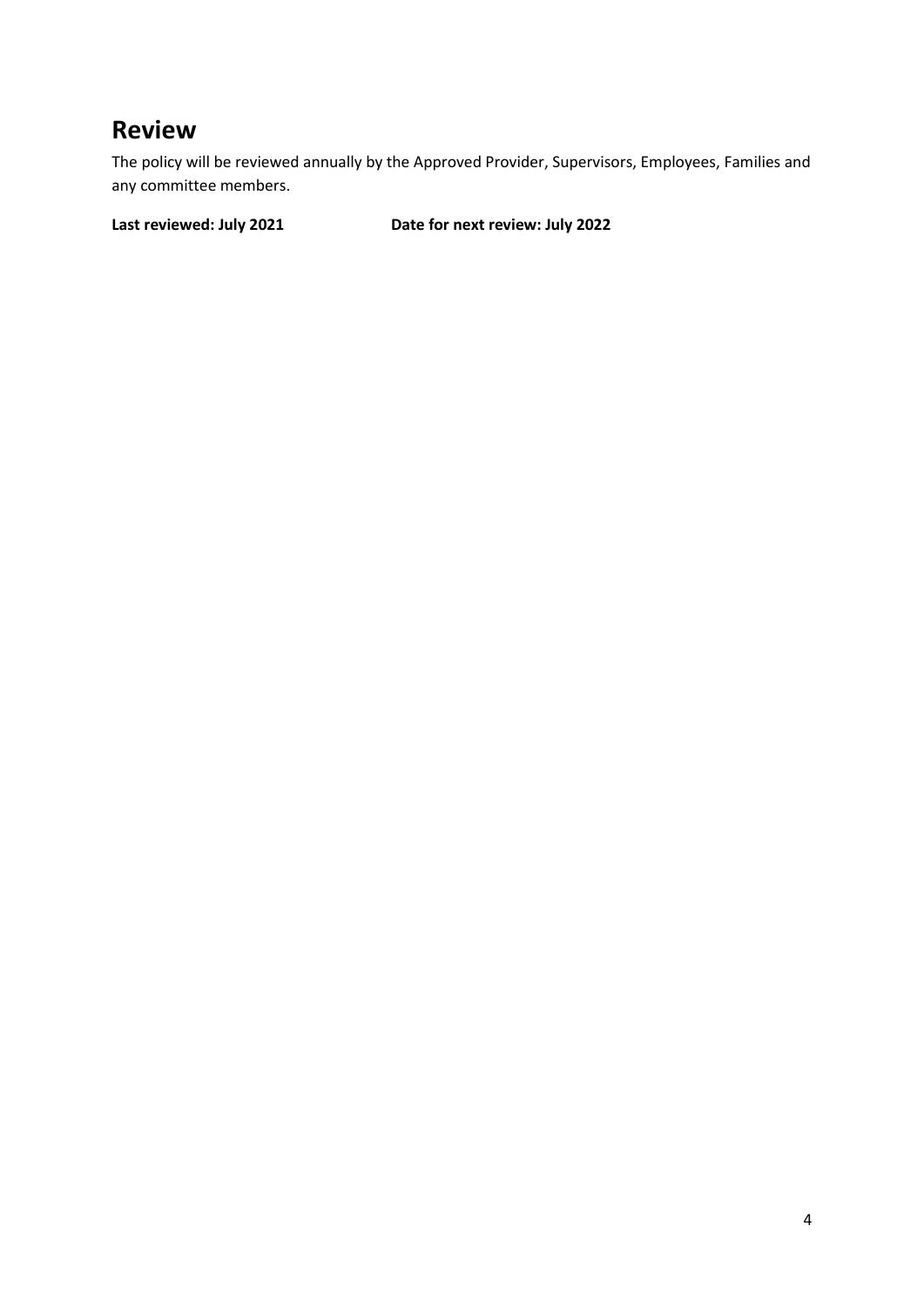## Review

The policy will be reviewed annually by the Approved Provider, Supervisors, Employees, Families and any committee members.

**Last reviewed: July 2021** **Date for next review: July 2022**